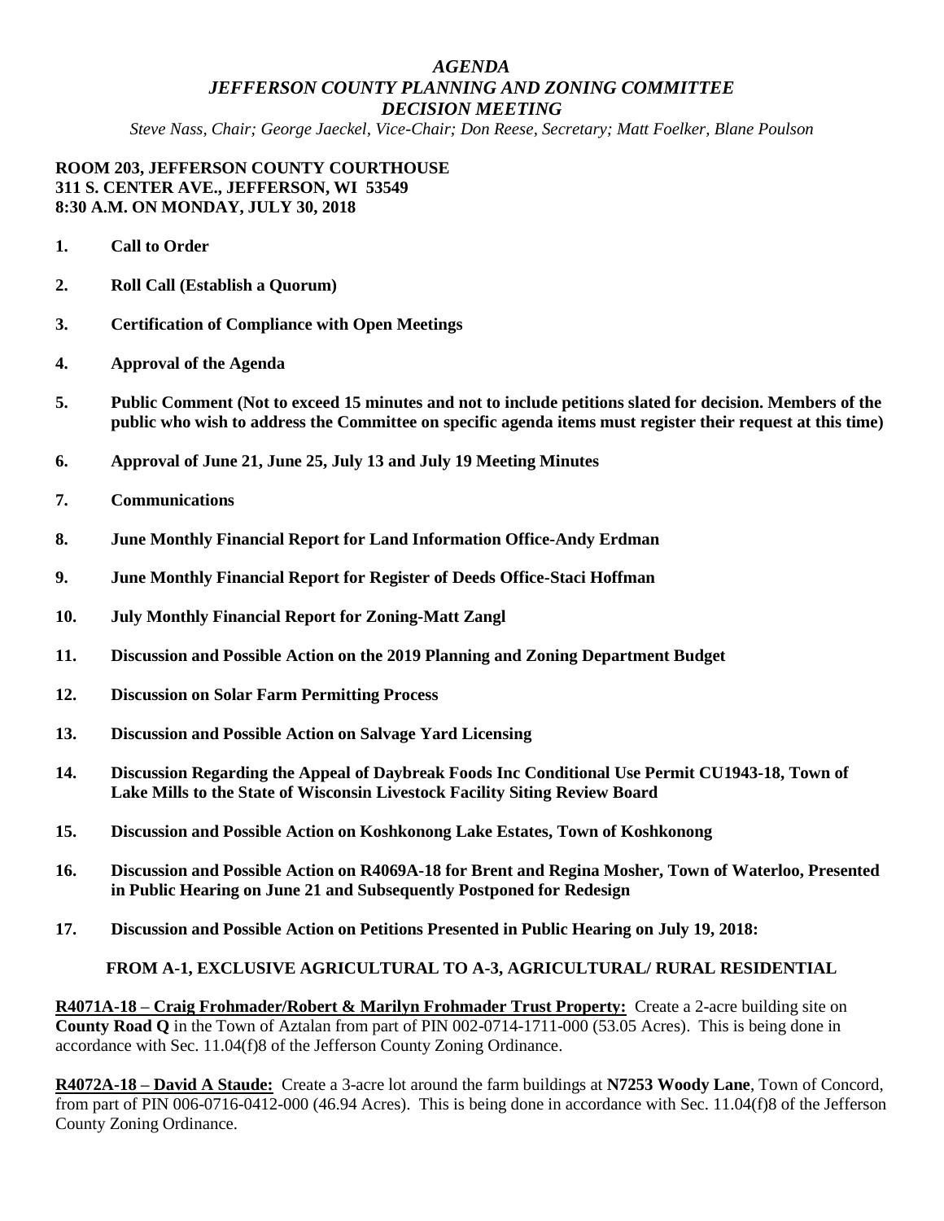# *AGENDA*
# *JEFFERSON COUNTY PLANNING AND ZONING COMMITTEE*
# *DECISION MEETING*

*Steve Nass, Chair; George Jaeckel, Vice-Chair; Don Reese, Secretary; Matt Foelker, Blane Poulson*

**ROOM 203, JEFFERSON COUNTY COURTHOUSE**
**311 S. CENTER AVE., JEFFERSON, WI 53549**
**8:30 A.M. ON MONDAY, JULY 30, 2018**

1. **Call to Order**
2. **Roll Call (Establish a Quorum)**
3. **Certification of Compliance with Open Meetings**
4. **Approval of the Agenda**
5. **Public Comment (Not to exceed 15 minutes and not to include petitions slated for decision. Members of the public who wish to address the Committee on specific agenda items must register their request at this time)**
6. **Approval of June 21, June 25, July 13 and July 19 Meeting Minutes**
7. **Communications**
8. **June Monthly Financial Report for Land Information Office-Andy Erdman**
9. **June Monthly Financial Report for Register of Deeds Office-Staci Hoffman**
10. **July Monthly Financial Report for Zoning-Matt Zangl**
11. **Discussion and Possible Action on the 2019 Planning and Zoning Department Budget**
12. **Discussion on Solar Farm Permitting Process**
13. **Discussion and Possible Action on Salvage Yard Licensing**
14. **Discussion Regarding the Appeal of Daybreak Foods Inc Conditional Use Permit CU1943-18, Town of Lake Mills to the State of Wisconsin Livestock Facility Siting Review Board**
15. **Discussion and Possible Action on Koshkonong Lake Estates, Town of Koshkonong**
16. **Discussion and Possible Action on R4069A-18 for Brent and Regina Mosher, Town of Waterloo, Presented in Public Hearing on June 21 and Subsequently Postponed for Redesign**
17. **Discussion and Possible Action on Petitions Presented in Public Hearing on July 19, 2018:**

**FROM A-1, EXCLUSIVE AGRICULTURAL TO A-3, AGRICULTURAL/ RURAL RESIDENTIAL**

**R4071A-18 – Craig Frohmader/Robert & Marilyn Frohmader Trust Property:** Create a 2-acre building site on **County Road Q** in the Town of Aztalan from part of PIN 002-0714-1711-000 (53.05 Acres). This is being done in accordance with Sec. 11.04(f)8 of the Jefferson County Zoning Ordinance.

**R4072A-18 – David A Staude:** Create a 3-acre lot around the farm buildings at **N7253 Woody Lane**, Town of Concord, from part of PIN 006-0716-0412-000 (46.94 Acres). This is being done in accordance with Sec. 11.04(f)8 of the Jefferson County Zoning Ordinance.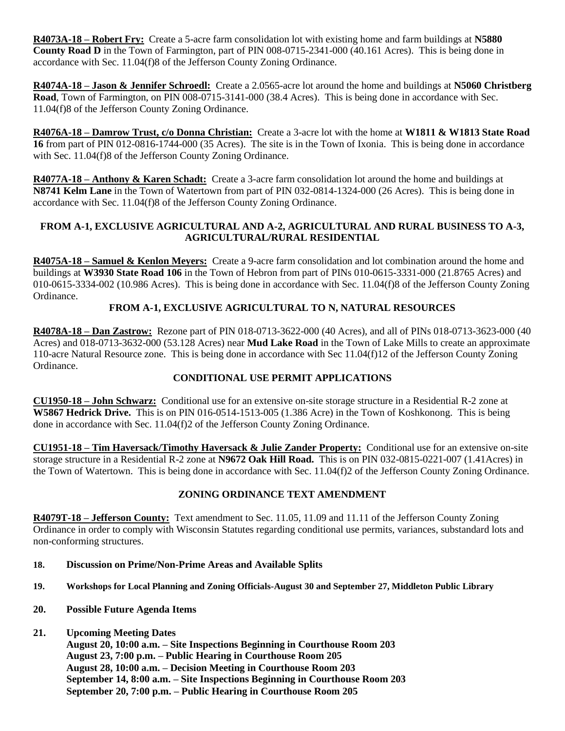**R4073A-18 – Robert Fry:** Create a 5-acre farm consolidation lot with existing home and farm buildings at **N5880 County Road D** in the Town of Farmington, part of PIN 008-0715-2341-000 (40.161 Acres). This is being done in accordance with Sec. 11.04(f)8 of the Jefferson County Zoning Ordinance.

**R4074A-18 – Jason & Jennifer Schroedl:** Create a 2.0565-acre lot around the home and buildings at **N5060 Christberg Road**, Town of Farmington, on PIN 008-0715-3141-000 (38.4 Acres). This is being done in accordance with Sec. 11.04(f)8 of the Jefferson County Zoning Ordinance.

**R4076A-18 – Damrow Trust, c/o Donna Christian:** Create a 3-acre lot with the home at **W1811 & W1813 State Road 16** from part of PIN 012-0816-1744-000 (35 Acres). The site is in the Town of Ixonia. This is being done in accordance with Sec. 11.04(f)8 of the Jefferson County Zoning Ordinance.

**R4077A-18 – Anthony & Karen Schadt:** Create a 3-acre farm consolidation lot around the home and buildings at **N8741 Kelm Lane** in the Town of Watertown from part of PIN 032-0814-1324-000 (26 Acres). This is being done in accordance with Sec. 11.04(f)8 of the Jefferson County Zoning Ordinance.

**FROM A-1, EXCLUSIVE AGRICULTURAL AND A-2, AGRICULTURAL AND RURAL BUSINESS TO A-3, AGRICULTURAL/RURAL RESIDENTIAL**

**R4075A-18 – Samuel & Kenlon Meyers:** Create a 9-acre farm consolidation and lot combination around the home and buildings at **W3930 State Road 106** in the Town of Hebron from part of PINs 010-0615-3331-000 (21.8765 Acres) and 010-0615-3334-002 (10.986 Acres). This is being done in accordance with Sec. 11.04(f)8 of the Jefferson County Zoning Ordinance.

**FROM A-1, EXCLUSIVE AGRICULTURAL TO N, NATURAL RESOURCES**

**R4078A-18 – Dan Zastrow:** Rezone part of PIN 018-0713-3622-000 (40 Acres), and all of PINs 018-0713-3623-000 (40 Acres) and 018-0713-3632-000 (53.128 Acres) near **Mud Lake Road** in the Town of Lake Mills to create an approximate 110-acre Natural Resource zone. This is being done in accordance with Sec 11.04(f)12 of the Jefferson County Zoning Ordinance.

**CONDITIONAL USE PERMIT APPLICATIONS**

**CU1950-18 – John Schwarz:** Conditional use for an extensive on-site storage structure in a Residential R-2 zone at **W5867 Hedrick Drive.** This is on PIN 016-0514-1513-005 (1.386 Acre) in the Town of Koshkonong. This is being done in accordance with Sec. 11.04(f)2 of the Jefferson County Zoning Ordinance.

**CU1951-18 – Tim Haversack/Timothy Haversack & Julie Zander Property:** Conditional use for an extensive on-site storage structure in a Residential R-2 zone at **N9672 Oak Hill Road.** This is on PIN 032-0815-0221-007 (1.41Acres) in the Town of Watertown. This is being done in accordance with Sec. 11.04(f)2 of the Jefferson County Zoning Ordinance.

**ZONING ORDINANCE TEXT AMENDMENT**

**R4079T-18 – Jefferson County:** Text amendment to Sec. 11.05, 11.09 and 11.11 of the Jefferson County Zoning Ordinance in order to comply with Wisconsin Statutes regarding conditional use permits, variances, substandard lots and non-conforming structures.

**18. Discussion on Prime/Non-Prime Areas and Available Splits**

**19. Workshops for Local Planning and Zoning Officials-August 30 and September 27, Middleton Public Library**

**20. Possible Future Agenda Items**

**21. Upcoming Meeting Dates**
**August 20, 10:00 a.m. – Site Inspections Beginning in Courthouse Room 203**
**August 23, 7:00 p.m. – Public Hearing in Courthouse Room 205**
**August 28, 10:00 a.m. – Decision Meeting in Courthouse Room 203**
**September 14, 8:00 a.m. – Site Inspections Beginning in Courthouse Room 203**
**September 20, 7:00 p.m. – Public Hearing in Courthouse Room 205**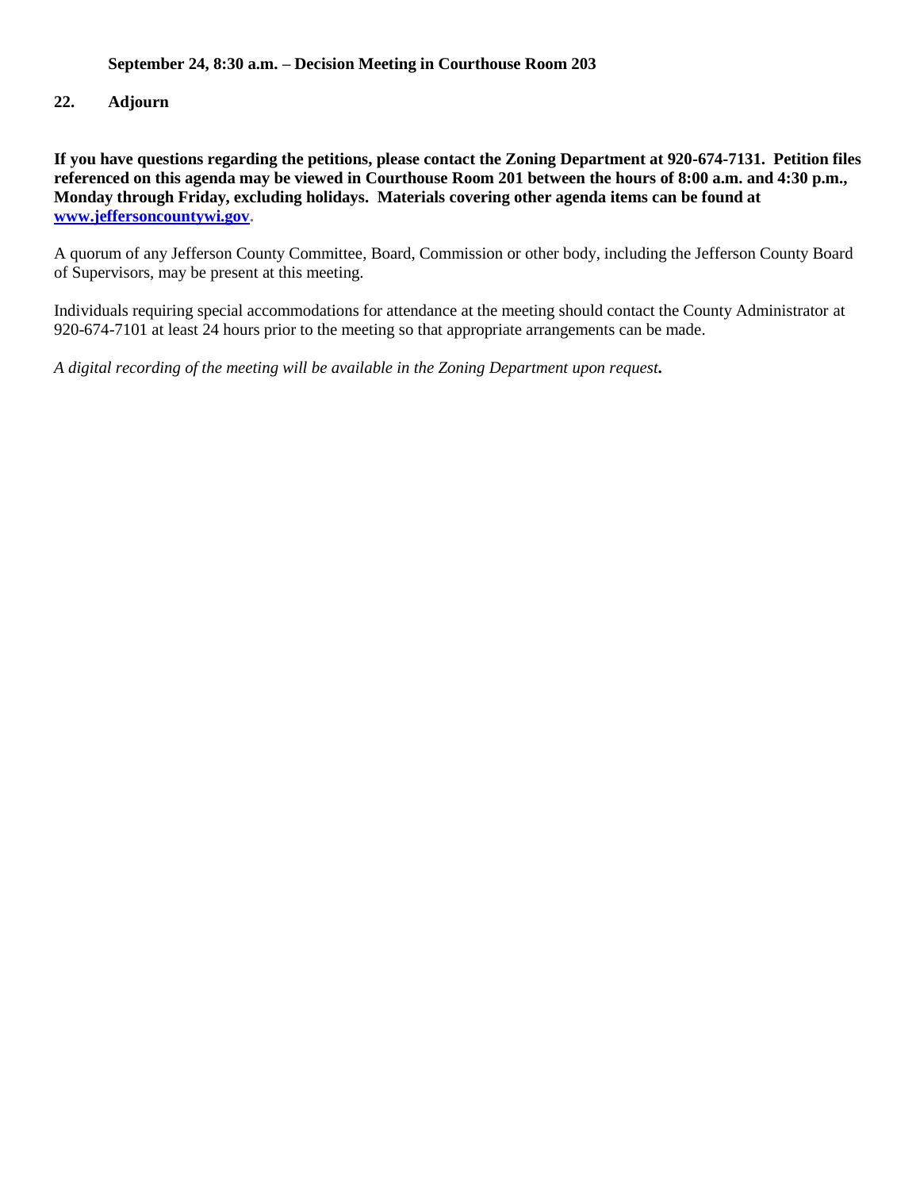**September 24, 8:30 a.m. – Decision Meeting in Courthouse Room 203**

**22. Adjourn**

**If you have questions regarding the petitions, please contact the Zoning Department at 920-674-7131. Petition files referenced on this agenda may be viewed in Courthouse Room 201 between the hours of 8:00 a.m. and 4:30 p.m., Monday through Friday, excluding holidays. Materials covering other agenda items can be found at [www.jeffersoncountywi.gov](http://www.jeffersoncountywi.gov).**

A quorum of any Jefferson County Committee, Board, Commission or other body, including the Jefferson County Board of Supervisors, may be present at this meeting.

Individuals requiring special accommodations for attendance at the meeting should contact the County Administrator at 920-674-7101 at least 24 hours prior to the meeting so that appropriate arrangements can be made.

*A digital recording of the meeting will be available in the Zoning Department upon request.*